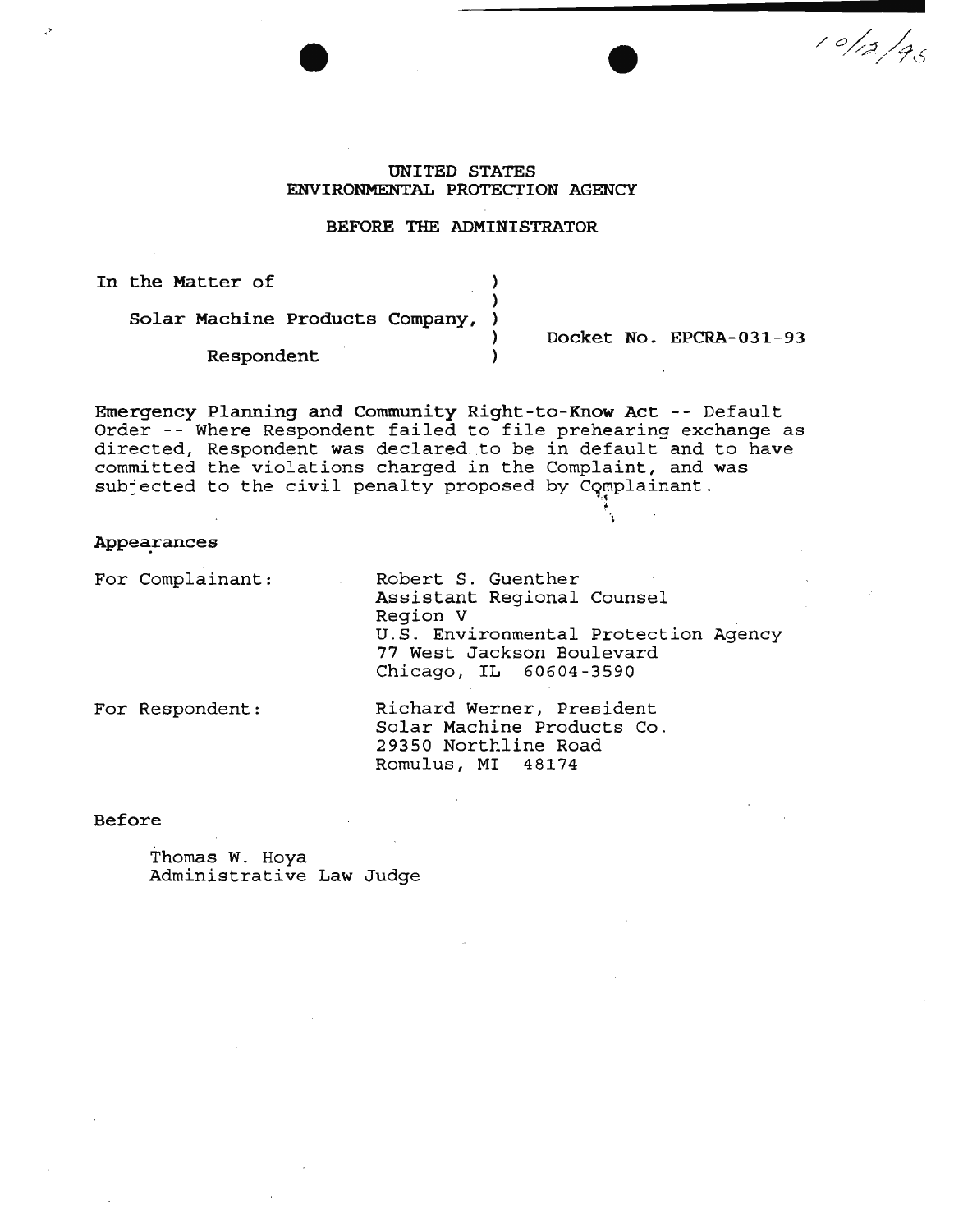10/12/95

# UNITED STATES
# ENVIRONMENTAL PROTECTION AGENCY

## BEFORE THE ADMINISTRATOR

In the Matter of

Solar Machine Products Company,

Respondent

Docket No. EPCRA-031-93

**Emergency Planning and Community Right-to-Know Act** -- Default Order -- Where Respondent failed to file prehearing exchange as directed, Respondent was declared to be in default and to have committed the violations charged in the Complaint, and was subjected to the civil penalty proposed by Complainant.

**Appearances**

For Complainant:

Robert S. Guenther
Assistant Regional Counsel
Region V
U.S. Environmental Protection Agency
77 West Jackson Boulevard
Chicago, IL 60604-3590

For Respondent:

Richard Werner, President
Solar Machine Products Co.
29350 Northline Road
Romulus, MI 48174

**Before**

Thomas W. Hoya
Administrative Law Judge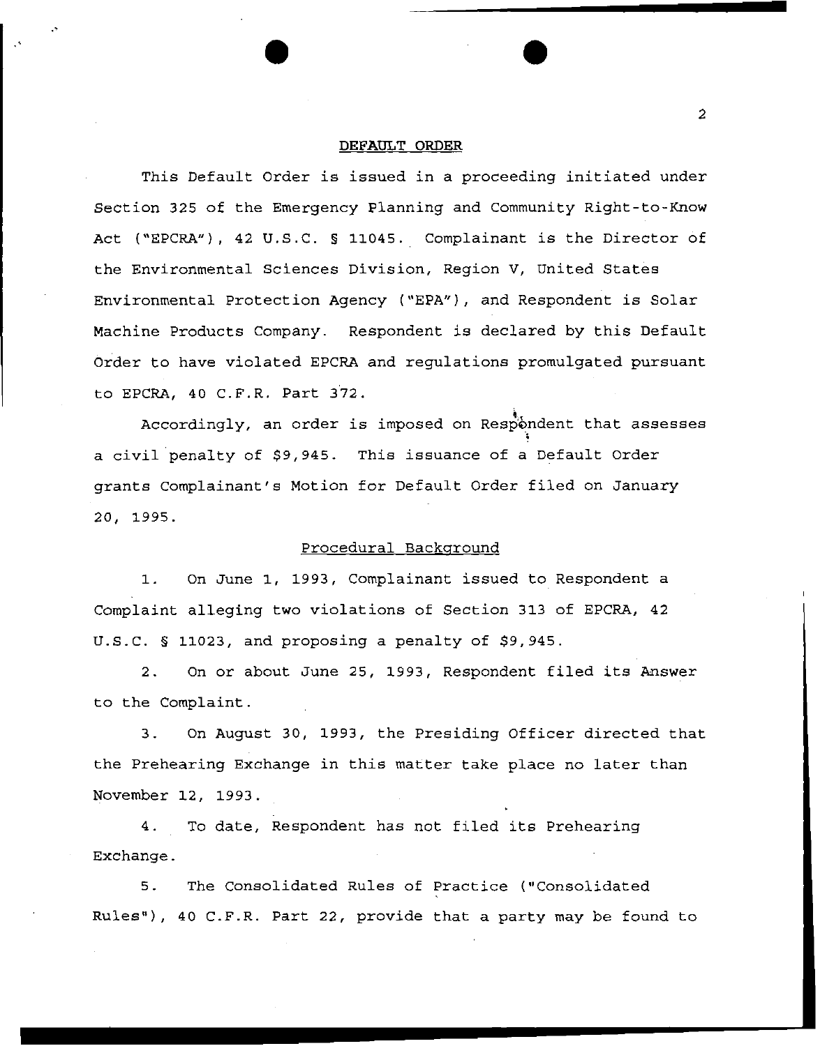## DEFAULT ORDER

This Default Order is issued in a proceeding initiated under Section 325 of the Emergency Planning and Community Right-to-Know Act ("EPCRA"), 42 U.S.C. § 11045. Complainant is the Director of the Environmental Sciences Division, Region V, United States Environmental Protection Agency ("EPA"), and Respondent is Solar Machine Products Company. Respondent is declared by this Default Order to have violated EPCRA and regulations promulgated pursuant to EPCRA, 40 C.F.R. Part 372.

Accordingly, an order is imposed on Respondent that assesses a civil penalty of $9,945. This issuance of a Default Order grants Complainant's Motion for Default Order filed on January 20, 1995.

### Procedural Background

1. On June 1, 1993, Complainant issued to Respondent a Complaint alleging two violations of Section 313 of EPCRA, 42 U.S.C. § 11023, and proposing a penalty of $9,945.

2. On or about June 25, 1993, Respondent filed its Answer to the Complaint.

3. On August 30, 1993, the Presiding Officer directed that the Prehearing Exchange in this matter take place no later than November 12, 1993.

4. To date, Respondent has not filed its Prehearing Exchange.

5. The Consolidated Rules of Practice ("Consolidated Rules"), 40 C.F.R. Part 22, provide that a party may be found to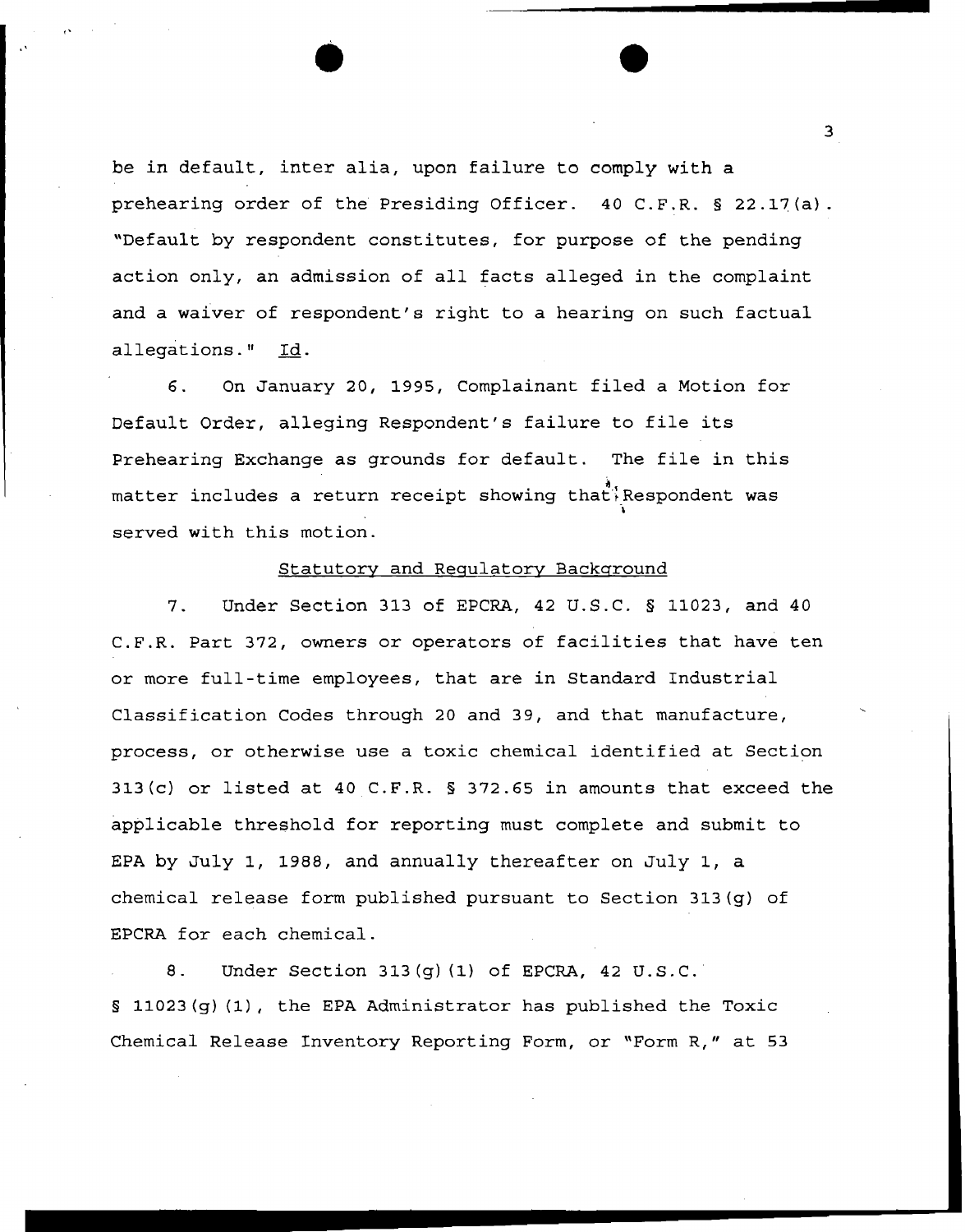be in default, inter alia, upon failure to comply with a prehearing order of the Presiding Officer. 40 C.F.R. § 22.17(a). "Default by respondent constitutes, for purpose of the pending action only, an admission of all facts alleged in the complaint and a waiver of respondent's right to a hearing on such factual allegations." Id.

6. On January 20, 1995, Complainant filed a Motion for Default Order, alleging Respondent's failure to file its Prehearing Exchange as grounds for default. The file in this matter includes a return receipt showing that Respondent was served with this motion.

## Statutory and Regulatory Background

7. Under Section 313 of EPCRA, 42 U.S.C. § 11023, and 40 C.F.R. Part 372, owners or operators of facilities that have ten or more full-time employees, that are in Standard Industrial Classification Codes through 20 and 39, and that manufacture, process, or otherwise use a toxic chemical identified at Section 313(c) or listed at 40 C.F.R. § 372.65 in amounts that exceed the applicable threshold for reporting must complete and submit to EPA by July 1, 1988, and annually thereafter on July 1, a chemical release form published pursuant to Section 313(g) of EPCRA for each chemical.

8. Under Section 313(g)(1) of EPCRA, 42 U.S.C. § 11023(g)(1), the EPA Administrator has published the Toxic Chemical Release Inventory Reporting Form, or "Form R," at 53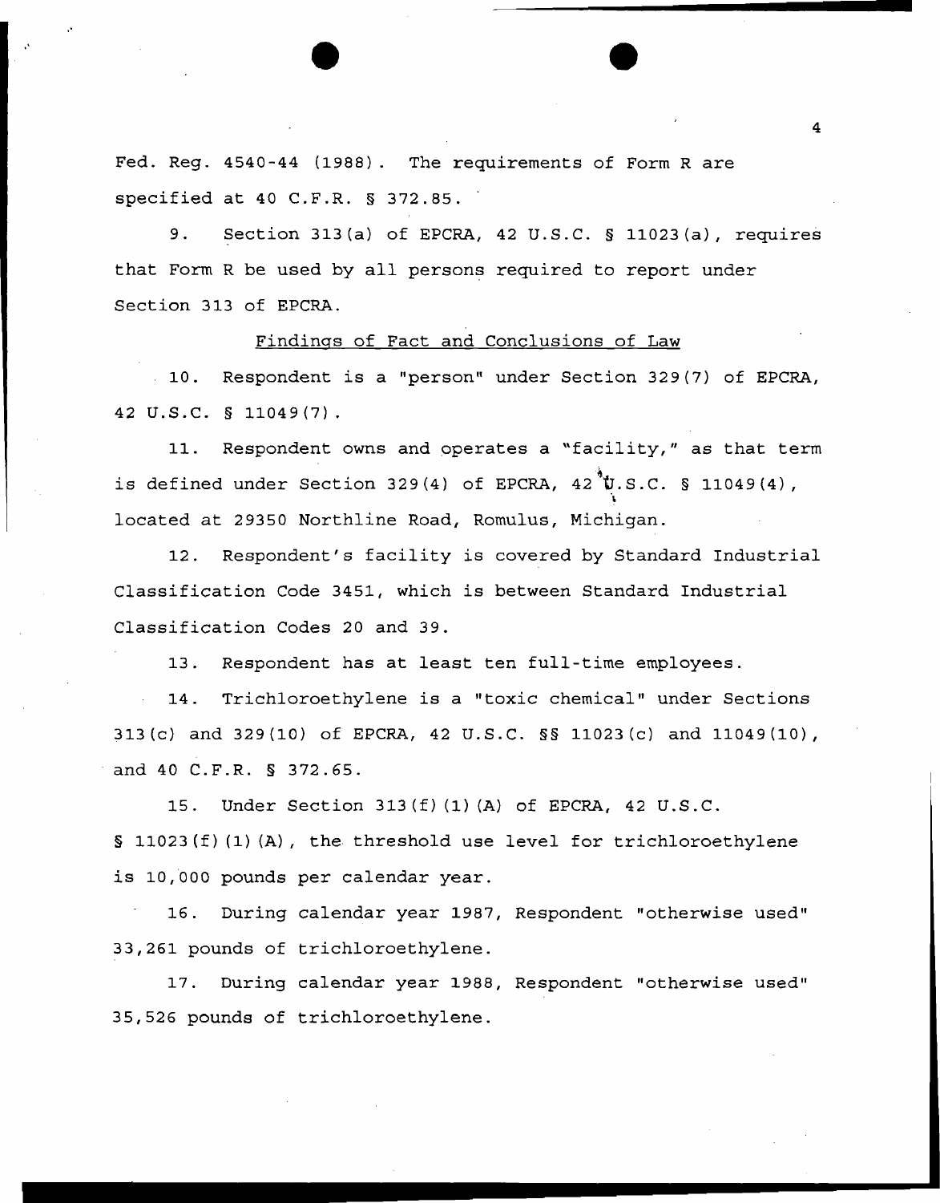Fed. Reg. 4540-44 (1988). The requirements of Form R are specified at 40 C.F.R. § 372.85.

9. Section 313(a) of EPCRA, 42 U.S.C. § 11023(a), requires that Form R be used by all persons required to report under Section 313 of EPCRA.

Findings of Fact and Conclusions of Law

10. Respondent is a "person" under Section 329(7) of EPCRA, 42 U.S.C. § 11049(7).

11. Respondent owns and operates a "facility," as that term is defined under Section 329(4) of EPCRA, 42 U.S.C. § 11049(4), located at 29350 Northline Road, Romulus, Michigan.

12. Respondent's facility is covered by Standard Industrial Classification Code 3451, which is between Standard Industrial Classification Codes 20 and 39.

13. Respondent has at least ten full-time employees.

14. Trichloroethylene is a "toxic chemical" under Sections 313(c) and 329(10) of EPCRA, 42 U.S.C. §§ 11023(c) and 11049(10), and 40 C.F.R. § 372.65.

15. Under Section 313(f)(1)(A) of EPCRA, 42 U.S.C. § 11023(f)(1)(A), the threshold use level for trichloroethylene is 10,000 pounds per calendar year.

16. During calendar year 1987, Respondent "otherwise used" 33,261 pounds of trichloroethylene.

17. During calendar year 1988, Respondent "otherwise used" 35,526 pounds of trichloroethylene.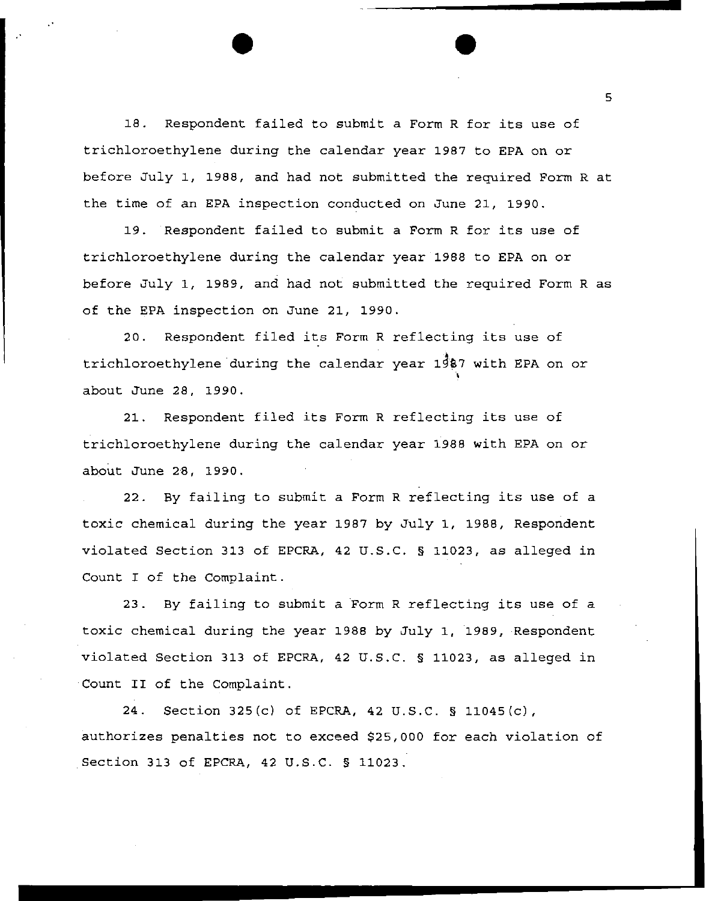18. Respondent failed to submit a Form R for its use of trichloroethylene during the calendar year 1987 to EPA on or before July 1, 1988, and had not submitted the required Form R at the time of an EPA inspection conducted on June 21, 1990.

19. Respondent failed to submit a Form R for its use of trichloroethylene during the calendar year 1988 to EPA on or before July 1, 1989, and had not submitted the required Form R as of the EPA inspection on June 21, 1990.

20. Respondent filed its Form R reflecting its use of trichloroethylene during the calendar year 1987 with EPA on or about June 28, 1990.

21. Respondent filed its Form R reflecting its use of trichloroethylene during the calendar year 1988 with EPA on or about June 28, 1990.

22. By failing to submit a Form R reflecting its use of a toxic chemical during the year 1987 by July 1, 1988, Respondent violated Section 313 of EPCRA, 42 U.S.C. § 11023, as alleged in Count I of the Complaint.

23. By failing to submit a Form R reflecting its use of a toxic chemical during the year 1988 by July 1, 1989, Respondent violated Section 313 of EPCRA, 42 U.S.C. § 11023, as alleged in Count II of the Complaint.

24. Section 325(c) of EPCRA, 42 U.S.C. § 11045(c), authorizes penalties not to exceed $25,000 for each violation of Section 313 of EPCRA, 42 U.S.C. § 11023.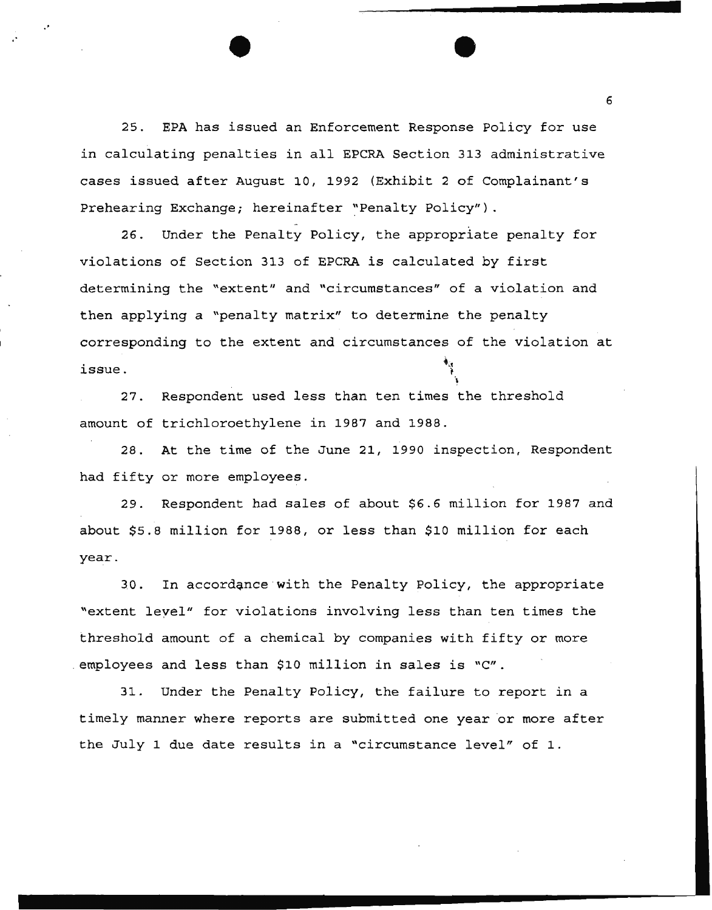25. EPA has issued an Enforcement Response Policy for use in calculating penalties in all EPCRA Section 313 administrative cases issued after August 10, 1992 (Exhibit 2 of Complainant's Prehearing Exchange; hereinafter "Penalty Policy").

26. Under the Penalty Policy, the appropriate penalty for violations of Section 313 of EPCRA is calculated by first determining the "extent" and "circumstances" of a violation and then applying a "penalty matrix" to determine the penalty corresponding to the extent and circumstances of the violation at issue.

27. Respondent used less than ten times the threshold amount of trichloroethylene in 1987 and 1988.

28. At the time of the June 21, 1990 inspection, Respondent had fifty or more employees.

29. Respondent had sales of about $6.6 million for 1987 and about $5.8 million for 1988, or less than $10 million for each year.

30. In accordance with the Penalty Policy, the appropriate "extent level" for violations involving less than ten times the threshold amount of a chemical by companies with fifty or more employees and less than $10 million in sales is "C".

31. Under the Penalty Policy, the failure to report in a timely manner where reports are submitted one year or more after the July 1 due date results in a "circumstance level" of 1.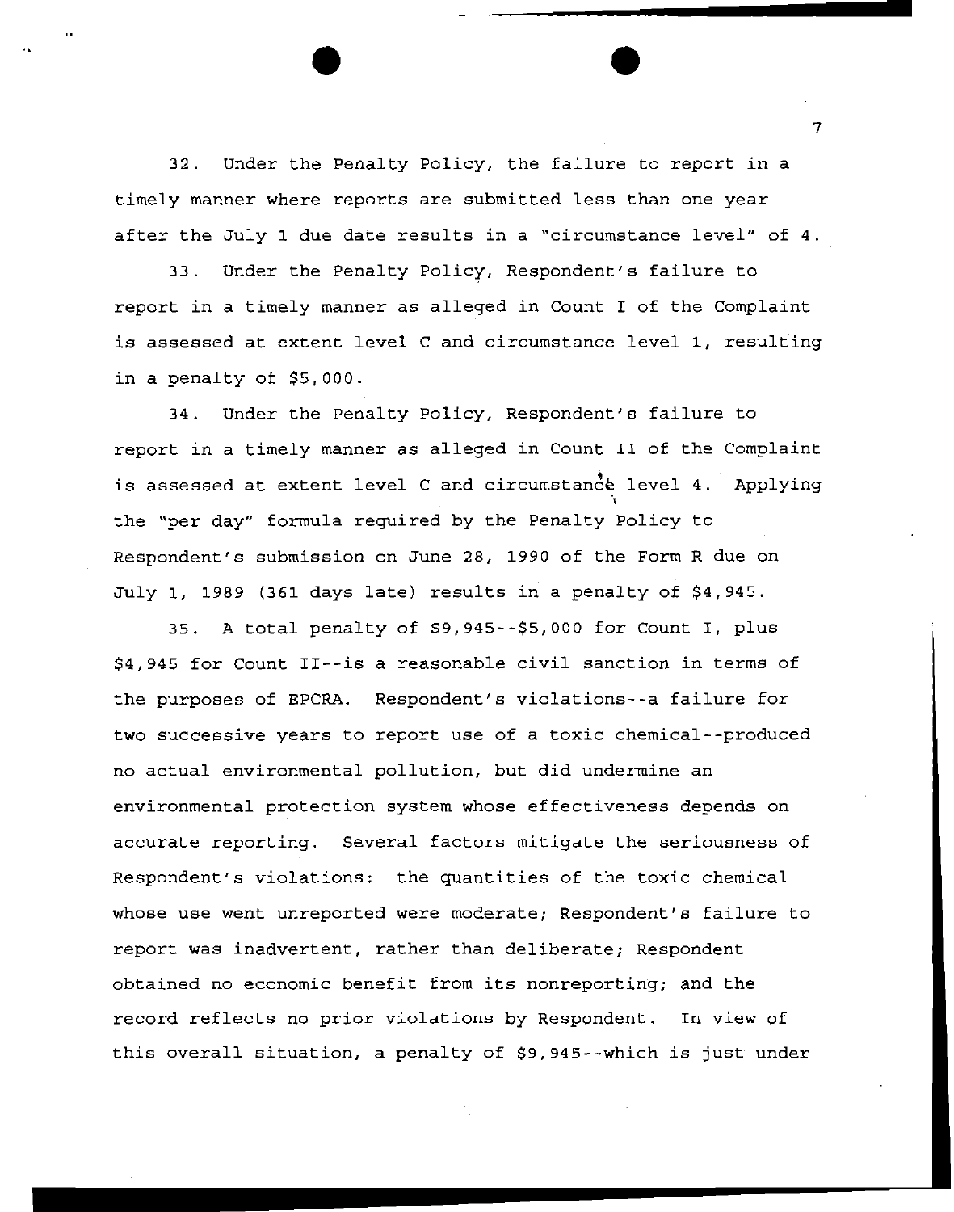32. Under the Penalty Policy, the failure to report in a timely manner where reports are submitted less than one year after the July 1 due date results in a "circumstance level" of 4.

33. Under the Penalty Policy, Respondent's failure to report in a timely manner as alleged in Count I of the Complaint is assessed at extent level C and circumstance level 1, resulting in a penalty of $5,000.

34. Under the Penalty Policy, Respondent's failure to report in a timely manner as alleged in Count II of the Complaint is assessed at extent level C and circumstance level 4. Applying the "per day" formula required by the Penalty Policy to Respondent's submission on June 28, 1990 of the Form R due on July 1, 1989 (361 days late) results in a penalty of $4,945.

35. A total penalty of $9,945--$5,000 for Count I, plus $4,945 for Count II--is a reasonable civil sanction in terms of the purposes of EPCRA. Respondent's violations--a failure for two successive years to report use of a toxic chemical--produced no actual environmental pollution, but did undermine an environmental protection system whose effectiveness depends on accurate reporting. Several factors mitigate the seriousness of Respondent's violations: the quantities of the toxic chemical whose use went unreported were moderate; Respondent's failure to report was inadvertent, rather than deliberate; Respondent obtained no economic benefit from its nonreporting; and the record reflects no prior violations by Respondent. In view of this overall situation, a penalty of $9,945--which is just under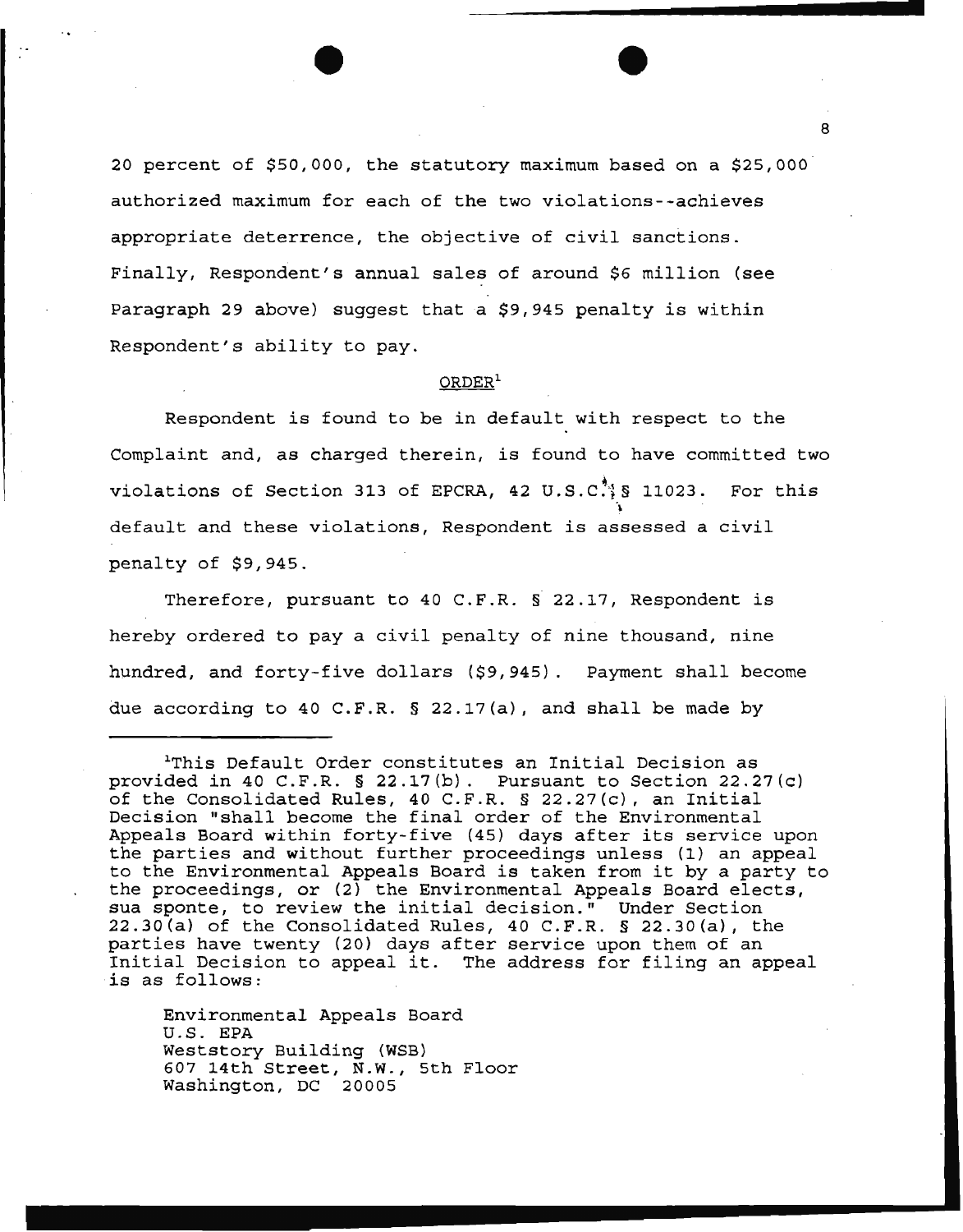20 percent of $50,000, the statutory maximum based on a $25,000 authorized maximum for each of the two violations--achieves appropriate deterrence, the objective of civil sanctions. Finally, Respondent's annual sales of around $6 million (see Paragraph 29 above) suggest that a $9,945 penalty is within Respondent's ability to pay.

ORDER[1]

Respondent is found to be in default with respect to the Complaint and, as charged therein, is found to have committed two violations of Section 313 of EPCRA, 42 U.S.C. § 11023. For this default and these violations, Respondent is assessed a civil penalty of $9,945.

Therefore, pursuant to 40 C.F.R. § 22.17, Respondent is hereby ordered to pay a civil penalty of nine thousand, nine hundred, and forty-five dollars ($9,945). Payment shall become due according to 40 C.F.R. § 22.17(a), and shall be made by

---

[1]This Default Order constitutes an Initial Decision as provided in 40 C.F.R. § 22.17(b). Pursuant to Section 22.27(c) of the Consolidated Rules, 40 C.F.R. § 22.27(c), an Initial Decision "shall become the final order of the Environmental Appeals Board within forty-five (45) days after its service upon the parties and without further proceedings unless (1) an appeal to the Environmental Appeals Board is taken from it by a party to the proceedings, or (2) the Environmental Appeals Board elects, sua sponte, to review the initial decision." Under Section 22.30(a) of the Consolidated Rules, 40 C.F.R. § 22.30(a), the parties have twenty (20) days after service upon them of an Initial Decision to appeal it. The address for filing an appeal is as follows:

Environmental Appeals Board
U.S. EPA
Weststory Building (WSB)
607 14th Street, N.W., 5th Floor
Washington, DC 20005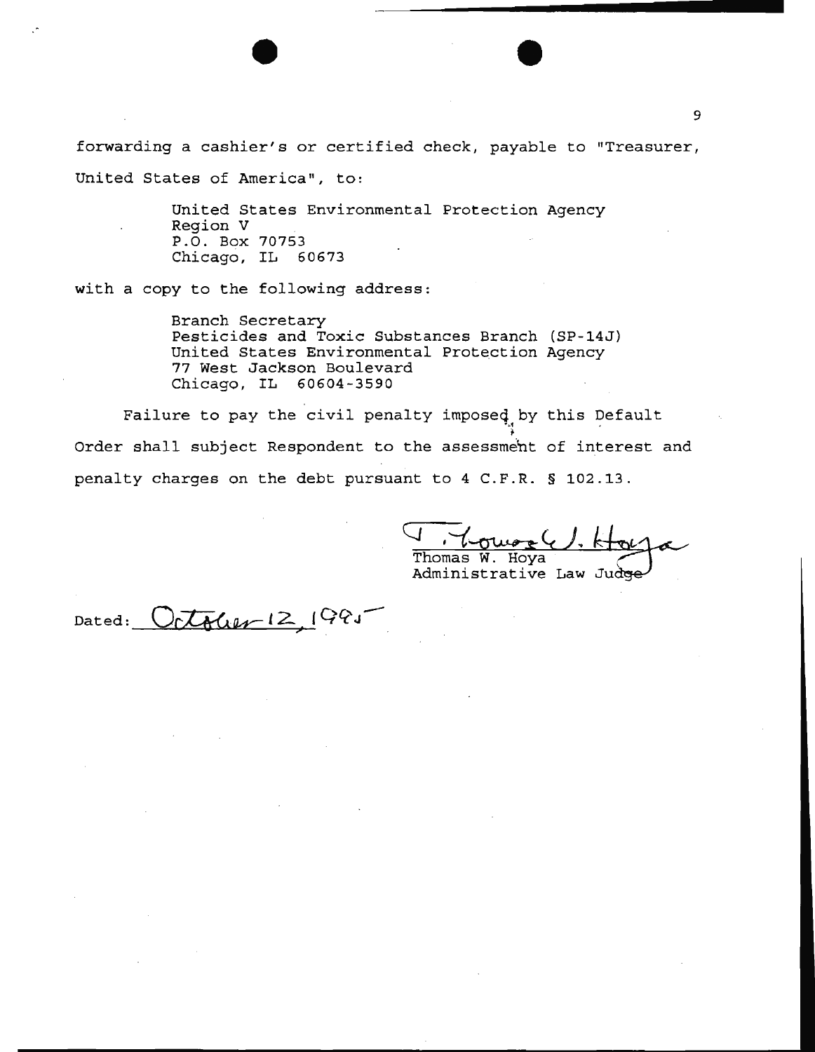forwarding a cashier's or certified check, payable to "Treasurer, United States of America", to:

United States Environmental Protection Agency
Region V
P.O. Box 70753
Chicago, IL 60673

with a copy to the following address:

Branch Secretary
Pesticides and Toxic Substances Branch (SP-14J)
United States Environmental Protection Agency
77 West Jackson Boulevard
Chicago, IL 60604-3590

Failure to pay the civil penalty imposed by this Default Order shall subject Respondent to the assessment of interest and penalty charges on the debt pursuant to 4 C.F.R. § 102.13.

Thomas W. Hoya
Administrative Law Judge

Dated: October 12, 1995